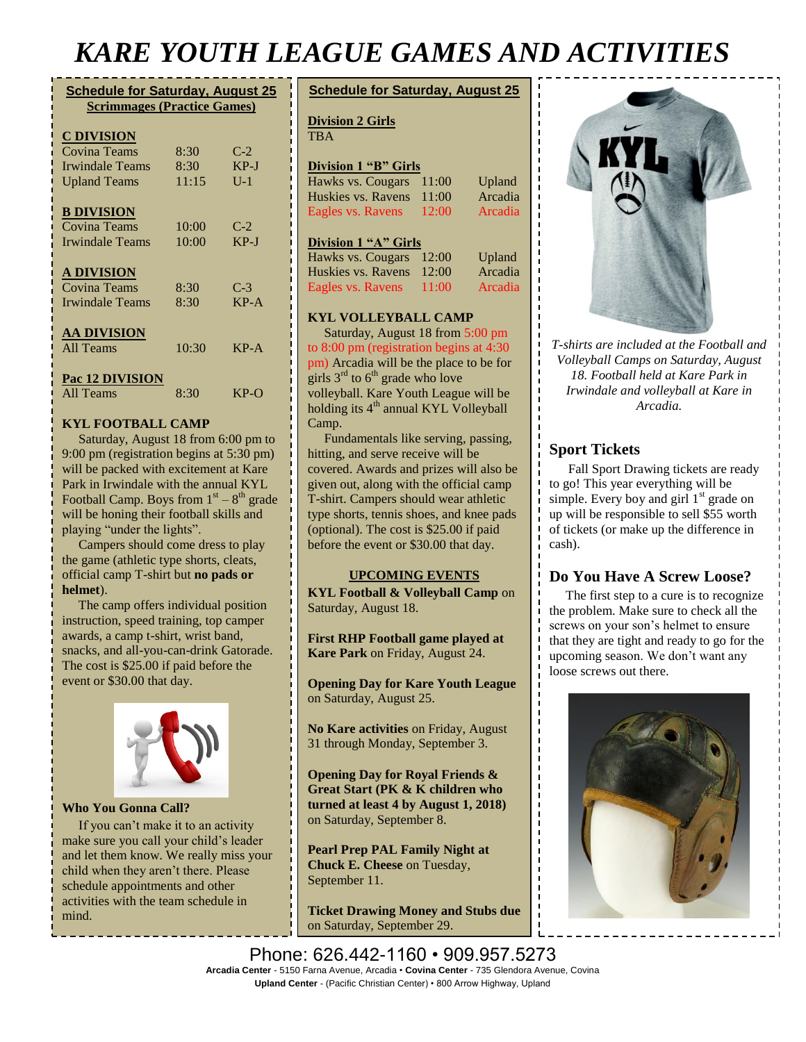// Editor-guarded region — do not modify the text below.
# KARE YOUTH LEAGUE GAMES AND ACTIVITIES

## Schedule for Saturday, August 25
**Scrimmages (Practice Games)**

**C DIVISION**

| | | |
|---|---|---|
| Covina Teams | 8:30 | C-2 |
| Irwindale Teams | 8:30 | KP-J |
| Upland Teams | 11:15 | U-1 |

**B DIVISION**

| | | |
|---|---|---|
| Covina Teams | 10:00 | C-2 |
| Irwindale Teams | 10:00 | KP-J |

**A DIVISION**

| | | |
|---|---|---|
| Covina Teams | 8:30 | C-3 |
| Irwindale Teams | 8:30 | KP-A |

**AA DIVISION**

| | | |
|---|---|---|
| All Teams | 10:30 | KP-A |

**Pac 12 DIVISION**

| | | |
|---|---|---|
| All Teams | 8:30 | KP-O |

### KYL FOOTBALL CAMP

Saturday, August 18 from 6:00 pm to 9:00 pm (registration begins at 5:30 pm) will be packed with excitement at Kare Park in Irwindale with the annual KYL Football Camp. Boys from 1st – 8th grade will be honing their football skills and playing "under the lights".

Campers should come dress to play the game (athletic type shorts, cleats, official camp T-shirt but **no pads or helmet**).

The camp offers individual position instruction, speed training, top camper awards, a camp t-shirt, wrist band, snacks, and all-you-can-drink Gatorade. The cost is $25.00 if paid before the event or $30.00 that day.

### Who You Gonna Call?

If you can't make it to an activity make sure you call your child's leader and let them know. We really miss your child when they aren't there. Please schedule appointments and other activities with the team schedule in mind.

## Schedule for Saturday, August 25

**Division 2 Girls**

TBA

**Division 1 "B" Girls**

| | | |
|---|---|---|
| Hawks vs. Cougars | 11:00 | Upland |
| Huskies vs. Ravens | 11:00 | Arcadia |
| Eagles vs. Ravens | 12:00 | Arcadia |

**Division 1 "A" Girls**

| | | |
|---|---|---|
| Hawks vs. Cougars | 12:00 | Upland |
| Huskies vs. Ravens | 12:00 | Arcadia |
| Eagles vs. Ravens | 11:00 | Arcadia |

### KYL VOLLEYBALL CAMP

Saturday, August 18 from 5:00 pm to 8:00 pm (registration begins at 4:30 pm) Arcadia will be the place to be for girls 3rd to 6th grade who love volleyball. Kare Youth League will be holding its 4th annual KYL Volleyball Camp.

Fundamentals like serving, passing, hitting, and serve receive will be covered. Awards and prizes will also be given out, along with the official camp T-shirt. Campers should wear athletic type shorts, tennis shoes, and knee pads (optional). The cost is $25.00 if paid before the event or $30.00 that day.

### UPCOMING EVENTS

**KYL Football & Volleyball Camp** on Saturday, August 18.

**First RHP Football game played at Kare Park** on Friday, August 24.

**Opening Day for Kare Youth League** on Saturday, August 25.

**No Kare activities** on Friday, August 31 through Monday, September 3.

**Opening Day for Royal Friends & Great Start (PK & K children who turned at least 4 by August 1, 2018)** on Saturday, September 8.

**Pearl Prep PAL Family Night at Chuck E. Cheese** on Tuesday, September 11.

**Ticket Drawing Money and Stubs due** on Saturday, September 29.

*T-shirts are included at the Football and Volleyball Camps on Saturday, August 18. Football held at Kare Park in Irwindale and volleyball at Kare in Arcadia.*

### Sport Tickets

Fall Sport Drawing tickets are ready to go! This year everything will be simple. Every boy and girl 1st grade on up will be responsible to sell $55 worth of tickets (or make up the difference in cash).

### Do You Have A Screw Loose?

The first step to a cure is to recognize the problem. Make sure to check all the screws on your son's helmet to ensure that they are tight and ready to go for the upcoming season. We don't want any loose screws out there.

Phone: 626.442-1160 • 909.957.5273

**Arcadia Center** - 5150 Farna Avenue, Arcadia • **Covina Center** - 735 Glendora Avenue, Covina

**Upland Center** - (Pacific Christian Center) • 800 Arrow Highway, Upland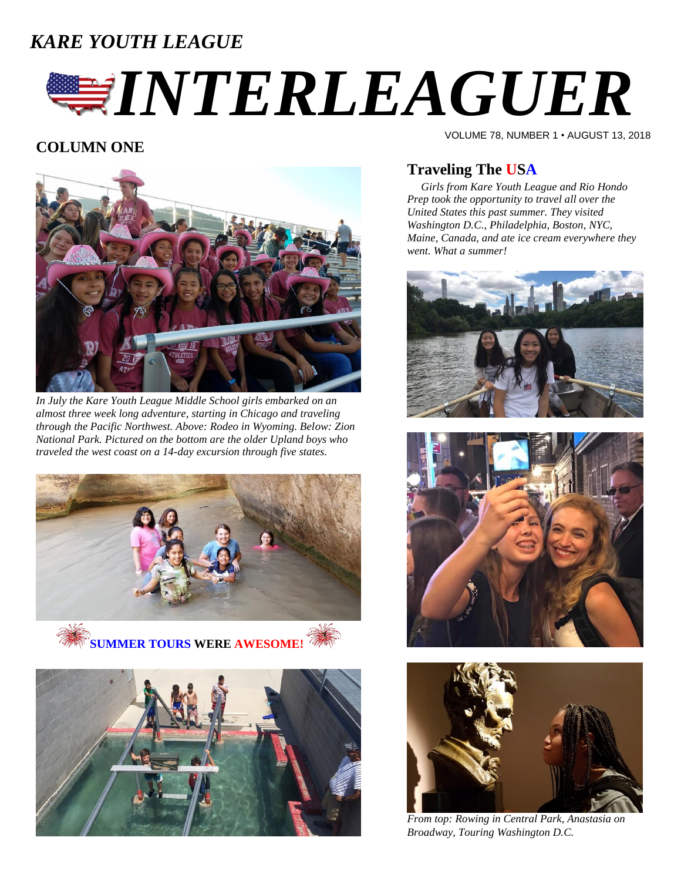*KARE YOUTH LEAGUE*

# *INTERLEAGUER*

VOLUME 78, NUMBER 1 • AUGUST 13, 2018

## COLUMN ONE

*In July the Kare Youth League Middle School girls embarked on an almost three week long adventure, starting in Chicago and traveling through the Pacific Northwest. Above: Rodeo in Wyoming. Below: Zion National Park. Pictured on the bottom are the older Upland boys who traveled the west coast on a 14-day excursion through five states.*

**SUMMER TOURS WERE AWESOME!**

## Traveling The USA

*Girls from Kare Youth League and Rio Hondo Prep took the opportunity to travel all over the United States this past summer. They visited Washington D.C., Philadelphia, Boston, NYC, Maine, Canada, and ate ice cream everywhere they went. What a summer!*

*From top: Rowing in Central Park, Anastasia on Broadway, Touring Washington D.C.*